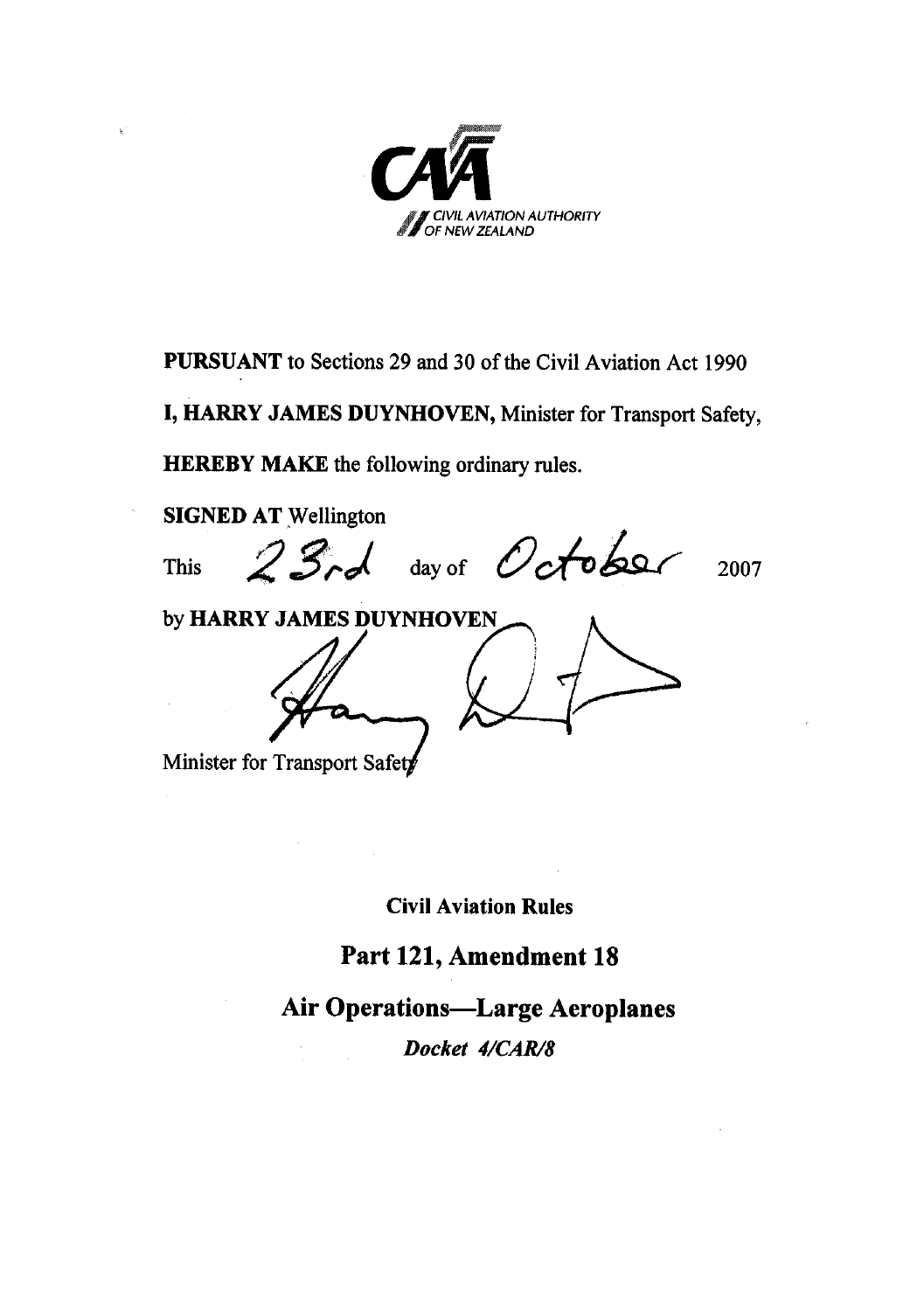CIVIL AVIATION AUTHORITY OF NEW ZEALAND

**PURSUANT** to Sections 29 and 30 of the Civil Aviation Act 1990

**I, HARRY JAMES DUYNHOVEN,** Minister for Transport Safety,

**HEREBY MAKE** the following ordinary rules.

**SIGNED AT** Wellington

This 23rd day of October 2007

by **HARRY JAMES DUYNHOVEN**

Minister for Transport Safety

**Civil Aviation Rules**

# Part 121, Amendment 18

## Air Operations—Large Aeroplanes

***Docket 4/CAR/8***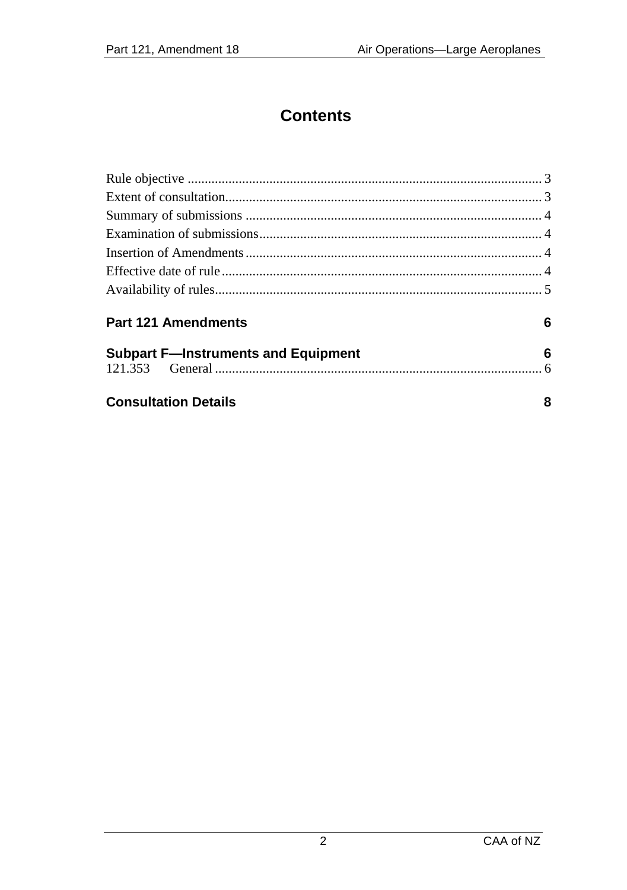# Contents

Rule objective ........................................................................................................ 3
Extent of consultation............................................................................................ 3
Summary of submissions ...................................................................................... 4
Examination of submissions.................................................................................. 4
Insertion of Amendments ...................................................................................... 4
Effective date of rule ............................................................................................. 4
Availability of rules................................................................................................ 5

**Part 121 Amendments** 6

**Subpart F—Instruments and Equipment** 6

121.353 General ................................................................................................ 6

**Consultation Details** 8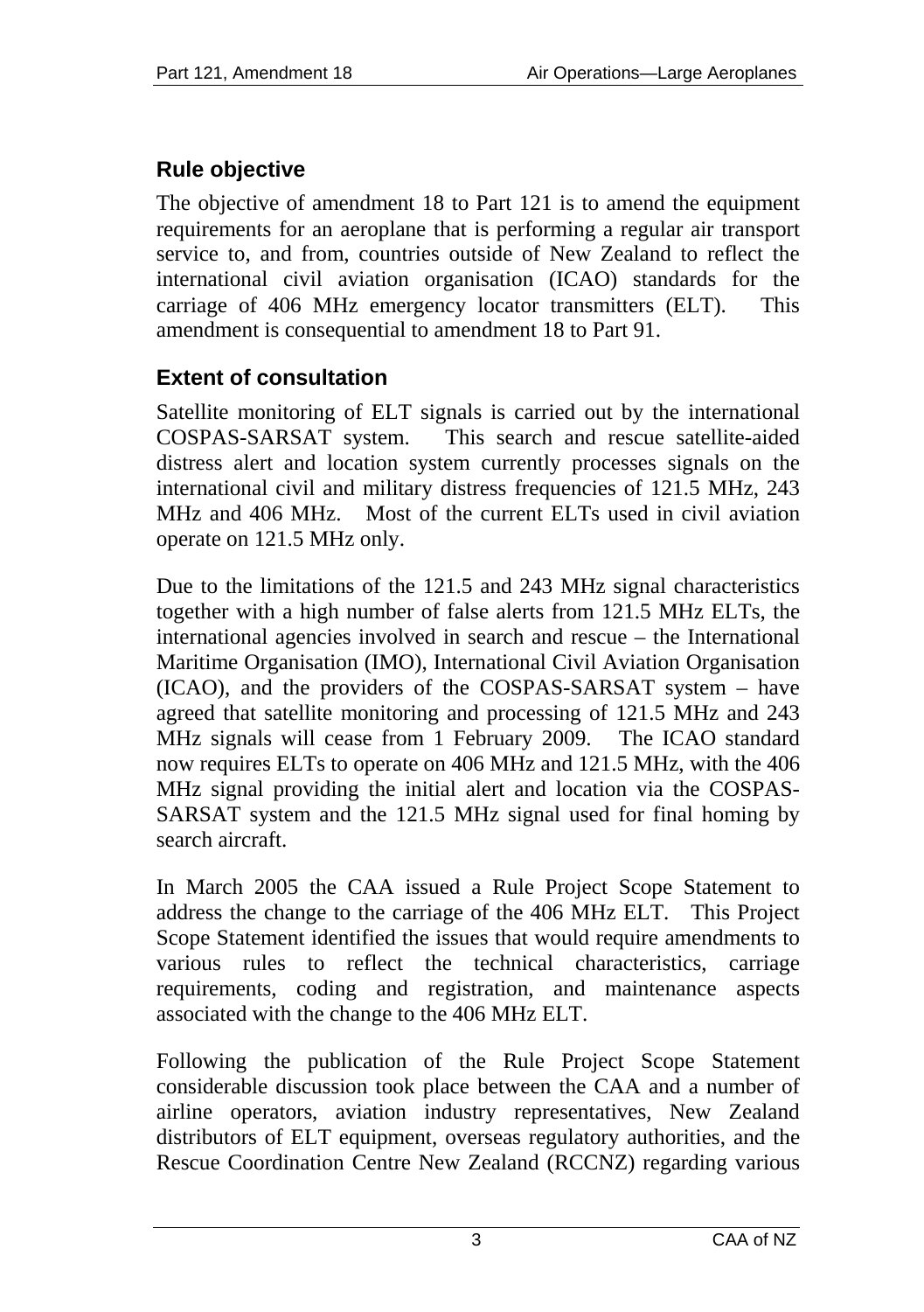## Rule objective

The objective of amendment 18 to Part 121 is to amend the equipment requirements for an aeroplane that is performing a regular air transport service to, and from, countries outside of New Zealand to reflect the international civil aviation organisation (ICAO) standards for the carriage of 406 MHz emergency locator transmitters (ELT). This amendment is consequential to amendment 18 to Part 91.

## Extent of consultation

Satellite monitoring of ELT signals is carried out by the international COSPAS-SARSAT system. This search and rescue satellite-aided distress alert and location system currently processes signals on the international civil and military distress frequencies of 121.5 MHz, 243 MHz and 406 MHz. Most of the current ELTs used in civil aviation operate on 121.5 MHz only.

Due to the limitations of the 121.5 and 243 MHz signal characteristics together with a high number of false alerts from 121.5 MHz ELTs, the international agencies involved in search and rescue – the International Maritime Organisation (IMO), International Civil Aviation Organisation (ICAO), and the providers of the COSPAS-SARSAT system – have agreed that satellite monitoring and processing of 121.5 MHz and 243 MHz signals will cease from 1 February 2009. The ICAO standard now requires ELTs to operate on 406 MHz and 121.5 MHz, with the 406 MHz signal providing the initial alert and location via the COSPAS-SARSAT system and the 121.5 MHz signal used for final homing by search aircraft.

In March 2005 the CAA issued a Rule Project Scope Statement to address the change to the carriage of the 406 MHz ELT. This Project Scope Statement identified the issues that would require amendments to various rules to reflect the technical characteristics, carriage requirements, coding and registration, and maintenance aspects associated with the change to the 406 MHz ELT.

Following the publication of the Rule Project Scope Statement considerable discussion took place between the CAA and a number of airline operators, aviation industry representatives, New Zealand distributors of ELT equipment, overseas regulatory authorities, and the Rescue Coordination Centre New Zealand (RCCNZ) regarding various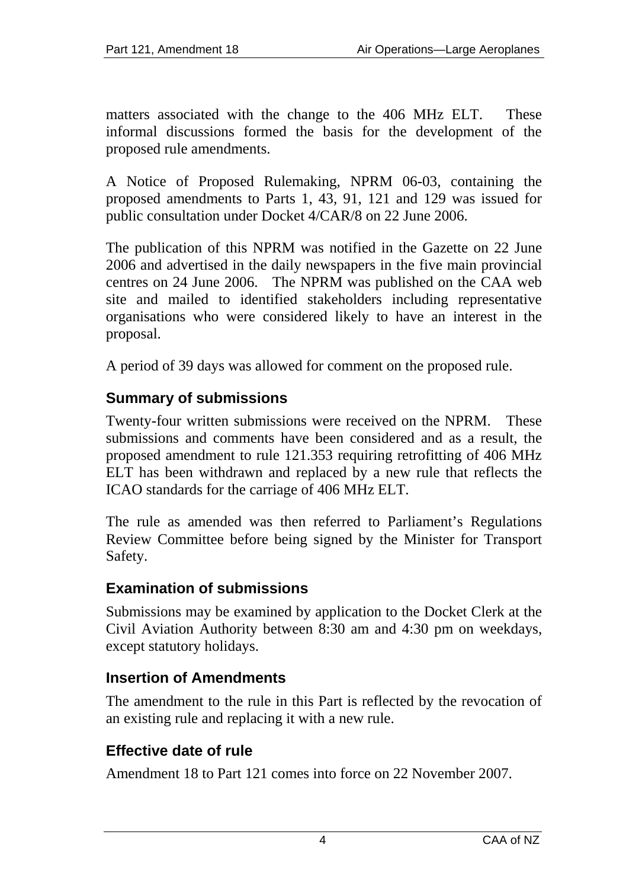matters associated with the change to the 406 MHz ELT. These informal discussions formed the basis for the development of the proposed rule amendments.

A Notice of Proposed Rulemaking, NPRM 06-03, containing the proposed amendments to Parts 1, 43, 91, 121 and 129 was issued for public consultation under Docket 4/CAR/8 on 22 June 2006.

The publication of this NPRM was notified in the Gazette on 22 June 2006 and advertised in the daily newspapers in the five main provincial centres on 24 June 2006. The NPRM was published on the CAA web site and mailed to identified stakeholders including representative organisations who were considered likely to have an interest in the proposal.

A period of 39 days was allowed for comment on the proposed rule.

## Summary of submissions

Twenty-four written submissions were received on the NPRM. These submissions and comments have been considered and as a result, the proposed amendment to rule 121.353 requiring retrofitting of 406 MHz ELT has been withdrawn and replaced by a new rule that reflects the ICAO standards for the carriage of 406 MHz ELT.

The rule as amended was then referred to Parliament's Regulations Review Committee before being signed by the Minister for Transport Safety.

## Examination of submissions

Submissions may be examined by application to the Docket Clerk at the Civil Aviation Authority between 8:30 am and 4:30 pm on weekdays, except statutory holidays.

## Insertion of Amendments

The amendment to the rule in this Part is reflected by the revocation of an existing rule and replacing it with a new rule.

## Effective date of rule

Amendment 18 to Part 121 comes into force on 22 November 2007.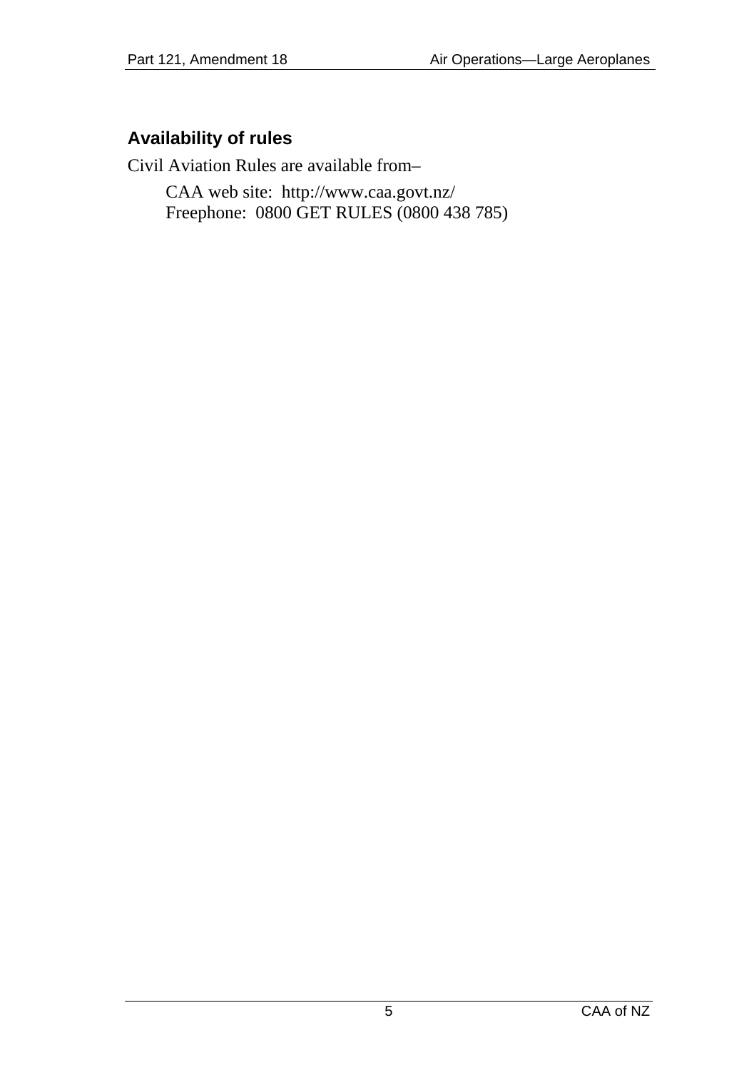## Availability of rules

Civil Aviation Rules are available from–

CAA web site: http://www.caa.govt.nz/
Freephone: 0800 GET RULES (0800 438 785)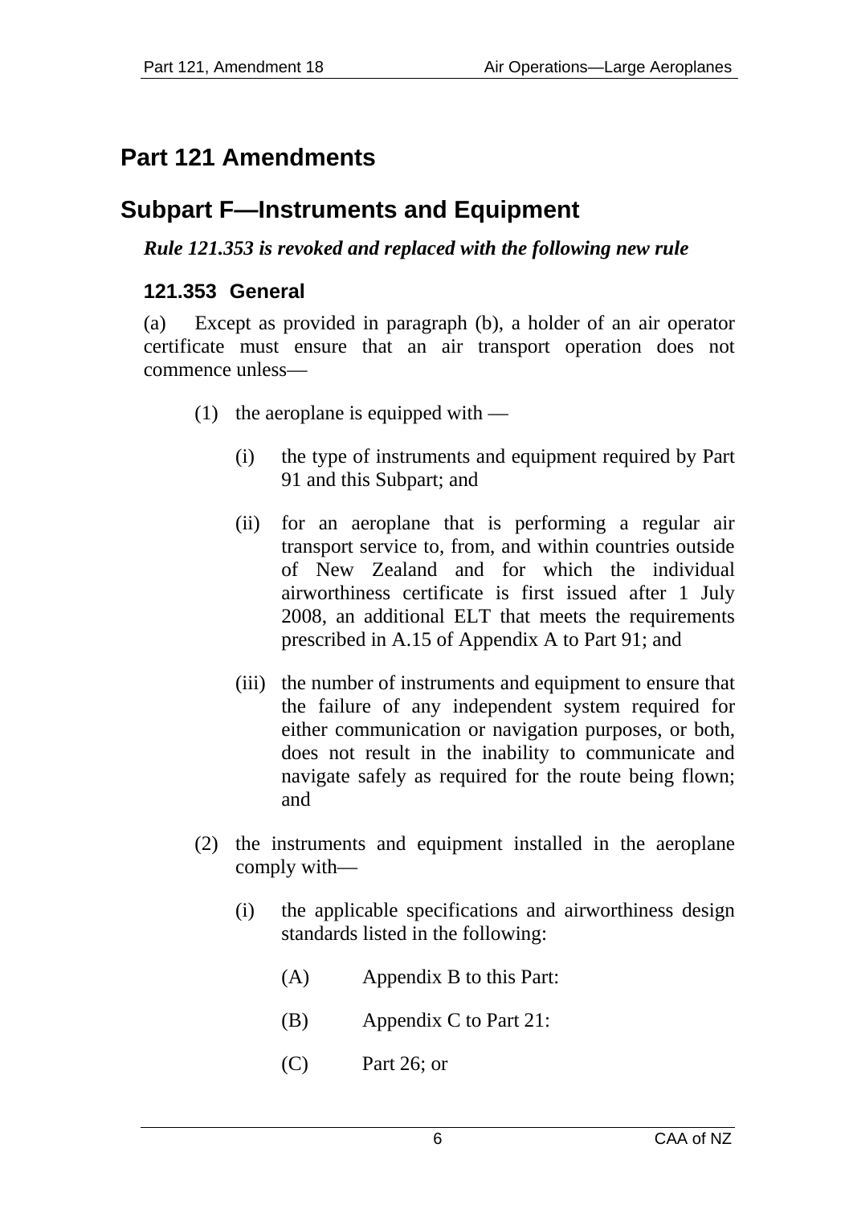# Part 121 Amendments

# Subpart F—Instruments and Equipment

***Rule 121.353 is revoked and replaced with the following new rule***

## 121.353 General

(a) Except as provided in paragraph (b), a holder of an air operator certificate must ensure that an air transport operation does not commence unless—

(1) the aeroplane is equipped with —

(i) the type of instruments and equipment required by Part 91 and this Subpart; and

(ii) for an aeroplane that is performing a regular air transport service to, from, and within countries outside of New Zealand and for which the individual airworthiness certificate is first issued after 1 July 2008, an additional ELT that meets the requirements prescribed in A.15 of Appendix A to Part 91; and

(iii) the number of instruments and equipment to ensure that the failure of any independent system required for either communication or navigation purposes, or both, does not result in the inability to communicate and navigate safely as required for the route being flown; and

(2) the instruments and equipment installed in the aeroplane comply with—

(i) the applicable specifications and airworthiness design standards listed in the following:

(A) Appendix B to this Part:

(B) Appendix C to Part 21:

(C) Part 26; or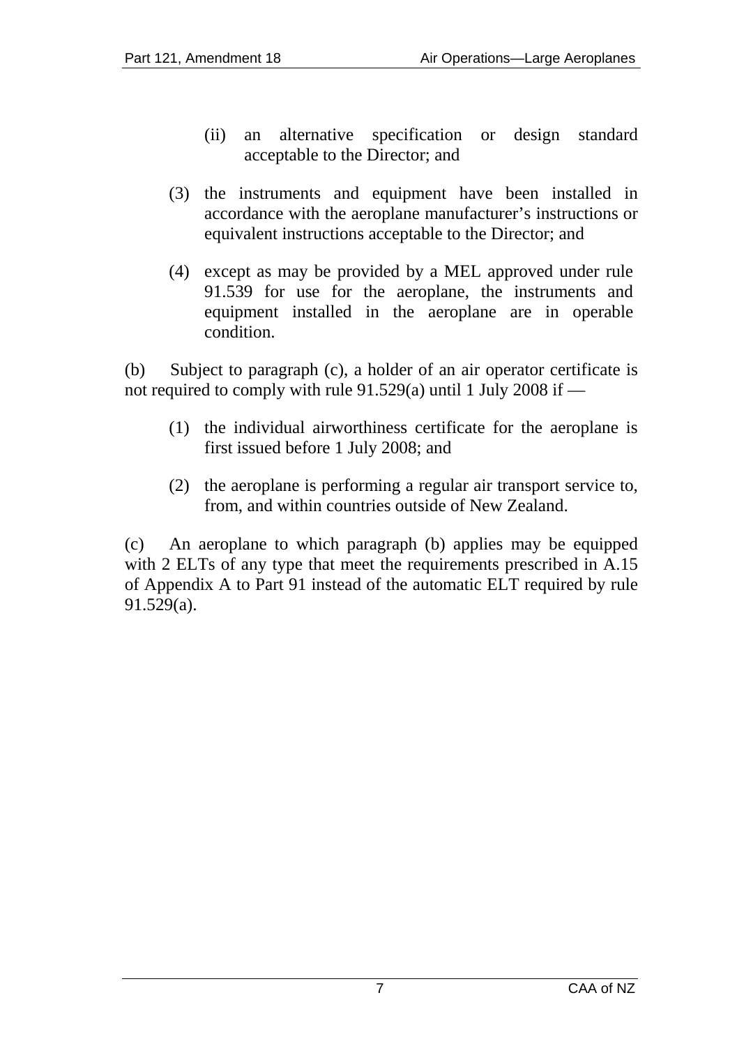(ii) an alternative specification or design standard acceptable to the Director; and

(3) the instruments and equipment have been installed in accordance with the aeroplane manufacturer's instructions or equivalent instructions acceptable to the Director; and

(4) except as may be provided by a MEL approved under rule 91.539 for use for the aeroplane, the instruments and equipment installed in the aeroplane are in operable condition.

(b) Subject to paragraph (c), a holder of an air operator certificate is not required to comply with rule 91.529(a) until 1 July 2008 if —

(1) the individual airworthiness certificate for the aeroplane is first issued before 1 July 2008; and

(2) the aeroplane is performing a regular air transport service to, from, and within countries outside of New Zealand.

(c) An aeroplane to which paragraph (b) applies may be equipped with 2 ELTs of any type that meet the requirements prescribed in A.15 of Appendix A to Part 91 instead of the automatic ELT required by rule 91.529(a).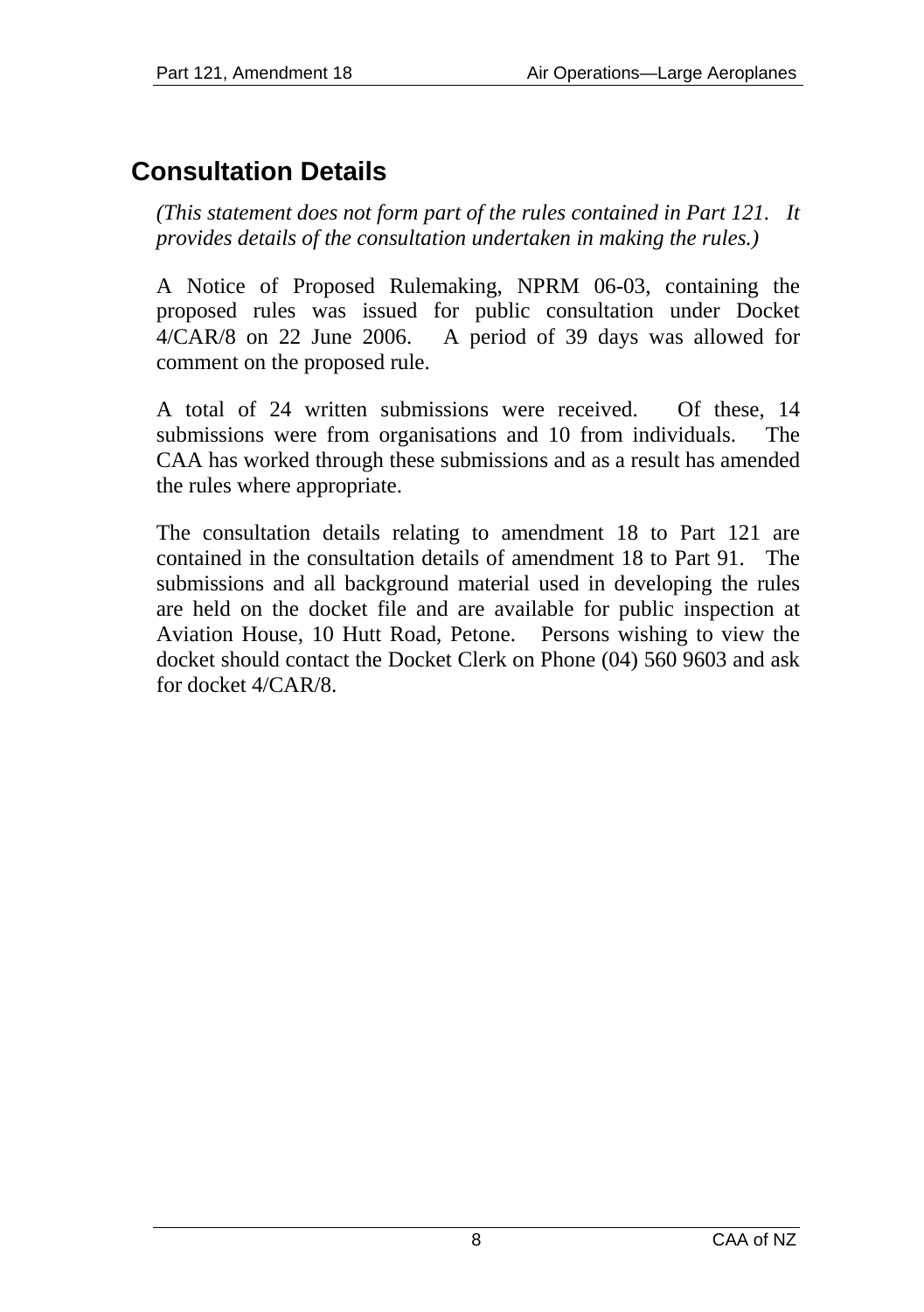## Consultation Details

*(This statement does not form part of the rules contained in Part 121. It provides details of the consultation undertaken in making the rules.)*

A Notice of Proposed Rulemaking, NPRM 06-03, containing the proposed rules was issued for public consultation under Docket 4/CAR/8 on 22 June 2006. A period of 39 days was allowed for comment on the proposed rule.

A total of 24 written submissions were received. Of these, 14 submissions were from organisations and 10 from individuals. The CAA has worked through these submissions and as a result has amended the rules where appropriate.

The consultation details relating to amendment 18 to Part 121 are contained in the consultation details of amendment 18 to Part 91. The submissions and all background material used in developing the rules are held on the docket file and are available for public inspection at Aviation House, 10 Hutt Road, Petone. Persons wishing to view the docket should contact the Docket Clerk on Phone (04) 560 9603 and ask for docket 4/CAR/8.